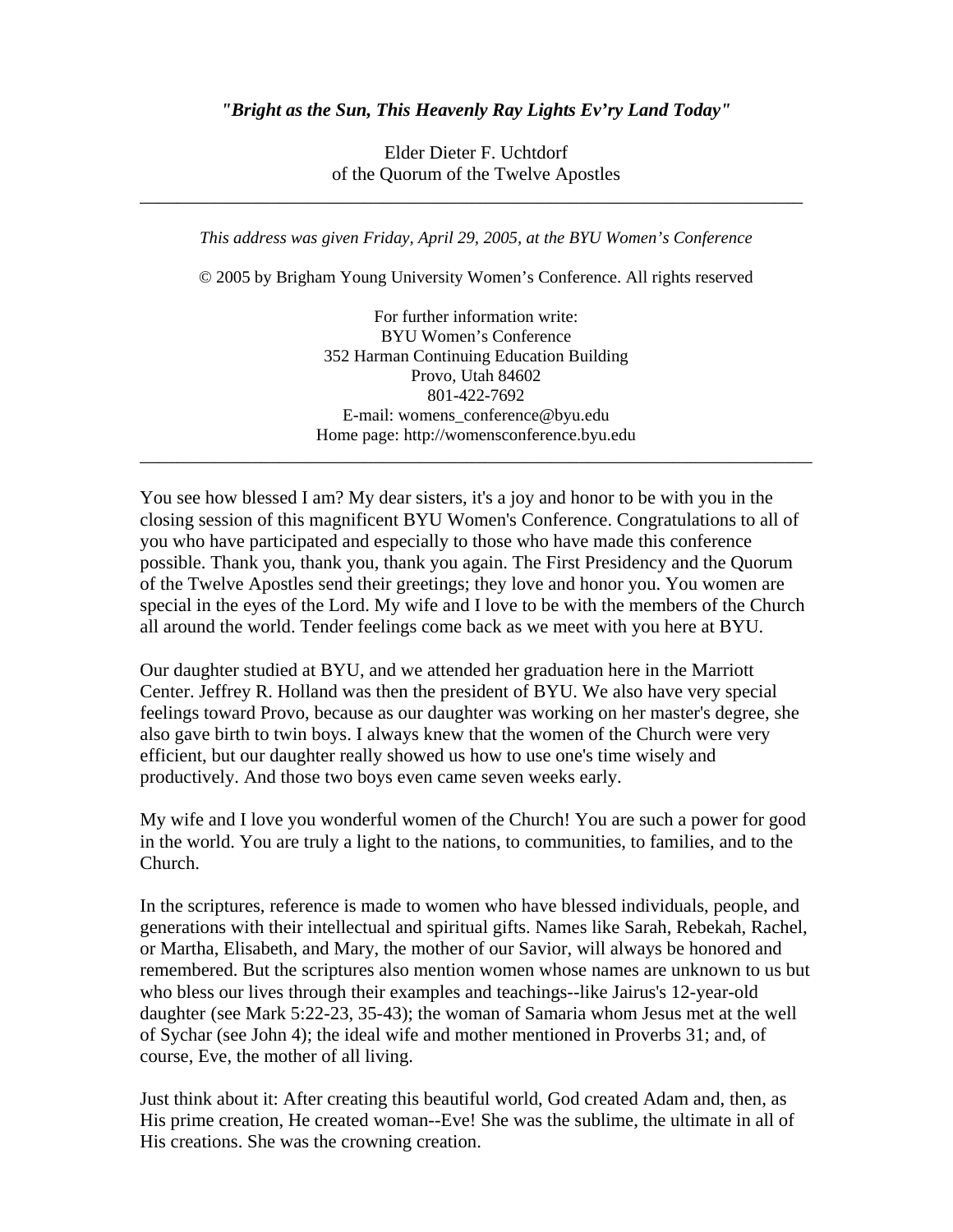# *"Bright as the Sun, This Heavenly Ray Lights Ev'ry Land Today"*

Elder Dieter F. Uchtdorf
of the Quorum of the Twelve Apostles

---

*This address was given Friday, April 29, 2005, at the BYU Women's Conference*

© 2005 by Brigham Young University Women's Conference. All rights reserved

For further information write:
BYU Women's Conference
352 Harman Continuing Education Building
Provo, Utah 84602
801-422-7692
E-mail: womens_conference@byu.edu
Home page: http://womensconference.byu.edu

---

You see how blessed I am? My dear sisters, it's a joy and honor to be with you in the closing session of this magnificent BYU Women's Conference. Congratulations to all of you who have participated and especially to those who have made this conference possible. Thank you, thank you, thank you again. The First Presidency and the Quorum of the Twelve Apostles send their greetings; they love and honor you. You women are special in the eyes of the Lord. My wife and I love to be with the members of the Church all around the world. Tender feelings come back as we meet with you here at BYU.

Our daughter studied at BYU, and we attended her graduation here in the Marriott Center. Jeffrey R. Holland was then the president of BYU. We also have very special feelings toward Provo, because as our daughter was working on her master's degree, she also gave birth to twin boys. I always knew that the women of the Church were very efficient, but our daughter really showed us how to use one's time wisely and productively. And those two boys even came seven weeks early.

My wife and I love you wonderful women of the Church! You are such a power for good in the world. You are truly a light to the nations, to communities, to families, and to the Church.

In the scriptures, reference is made to women who have blessed individuals, people, and generations with their intellectual and spiritual gifts. Names like Sarah, Rebekah, Rachel, or Martha, Elisabeth, and Mary, the mother of our Savior, will always be honored and remembered. But the scriptures also mention women whose names are unknown to us but who bless our lives through their examples and teachings--like Jairus's 12-year-old daughter (see Mark 5:22-23, 35-43); the woman of Samaria whom Jesus met at the well of Sychar (see John 4); the ideal wife and mother mentioned in Proverbs 31; and, of course, Eve, the mother of all living.

Just think about it: After creating this beautiful world, God created Adam and, then, as His prime creation, He created woman--Eve! She was the sublime, the ultimate in all of His creations. She was the crowning creation.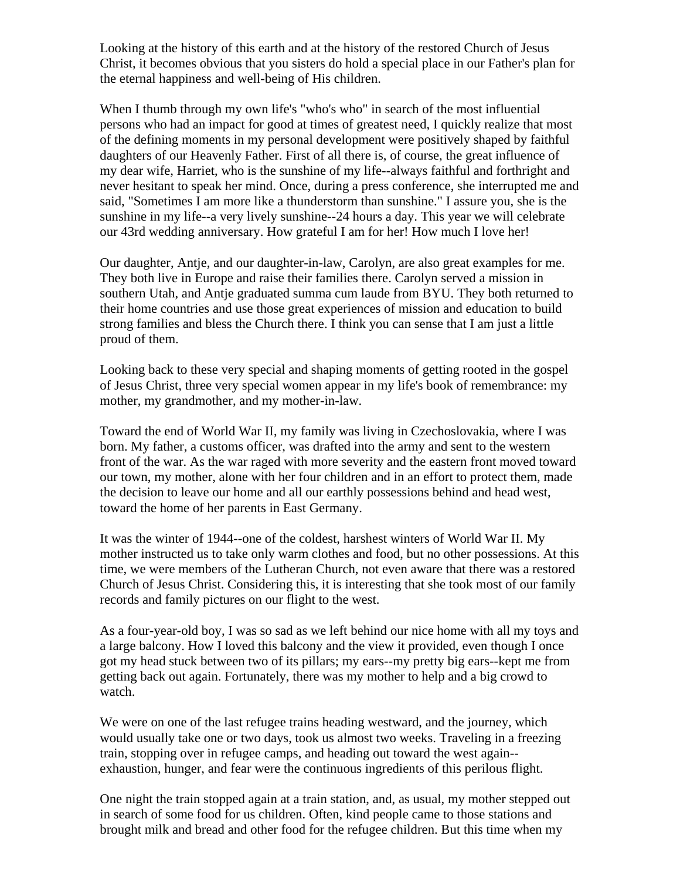Looking at the history of this earth and at the history of the restored Church of Jesus Christ, it becomes obvious that you sisters do hold a special place in our Father's plan for the eternal happiness and well-being of His children.

When I thumb through my own life's "who's who" in search of the most influential persons who had an impact for good at times of greatest need, I quickly realize that most of the defining moments in my personal development were positively shaped by faithful daughters of our Heavenly Father. First of all there is, of course, the great influence of my dear wife, Harriet, who is the sunshine of my life--always faithful and forthright and never hesitant to speak her mind. Once, during a press conference, she interrupted me and said, "Sometimes I am more like a thunderstorm than sunshine." I assure you, she is the sunshine in my life--a very lively sunshine--24 hours a day. This year we will celebrate our 43rd wedding anniversary. How grateful I am for her! How much I love her!

Our daughter, Antje, and our daughter-in-law, Carolyn, are also great examples for me. They both live in Europe and raise their families there. Carolyn served a mission in southern Utah, and Antje graduated summa cum laude from BYU. They both returned to their home countries and use those great experiences of mission and education to build strong families and bless the Church there. I think you can sense that I am just a little proud of them.

Looking back to these very special and shaping moments of getting rooted in the gospel of Jesus Christ, three very special women appear in my life's book of remembrance: my mother, my grandmother, and my mother-in-law.

Toward the end of World War II, my family was living in Czechoslovakia, where I was born. My father, a customs officer, was drafted into the army and sent to the western front of the war. As the war raged with more severity and the eastern front moved toward our town, my mother, alone with her four children and in an effort to protect them, made the decision to leave our home and all our earthly possessions behind and head west, toward the home of her parents in East Germany.

It was the winter of 1944--one of the coldest, harshest winters of World War II. My mother instructed us to take only warm clothes and food, but no other possessions. At this time, we were members of the Lutheran Church, not even aware that there was a restored Church of Jesus Christ. Considering this, it is interesting that she took most of our family records and family pictures on our flight to the west.

As a four-year-old boy, I was so sad as we left behind our nice home with all my toys and a large balcony. How I loved this balcony and the view it provided, even though I once got my head stuck between two of its pillars; my ears--my pretty big ears--kept me from getting back out again. Fortunately, there was my mother to help and a big crowd to watch.

We were on one of the last refugee trains heading westward, and the journey, which would usually take one or two days, took us almost two weeks. Traveling in a freezing train, stopping over in refugee camps, and heading out toward the west again--exhaustion, hunger, and fear were the continuous ingredients of this perilous flight.

One night the train stopped again at a train station, and, as usual, my mother stepped out in search of some food for us children. Often, kind people came to those stations and brought milk and bread and other food for the refugee children. But this time when my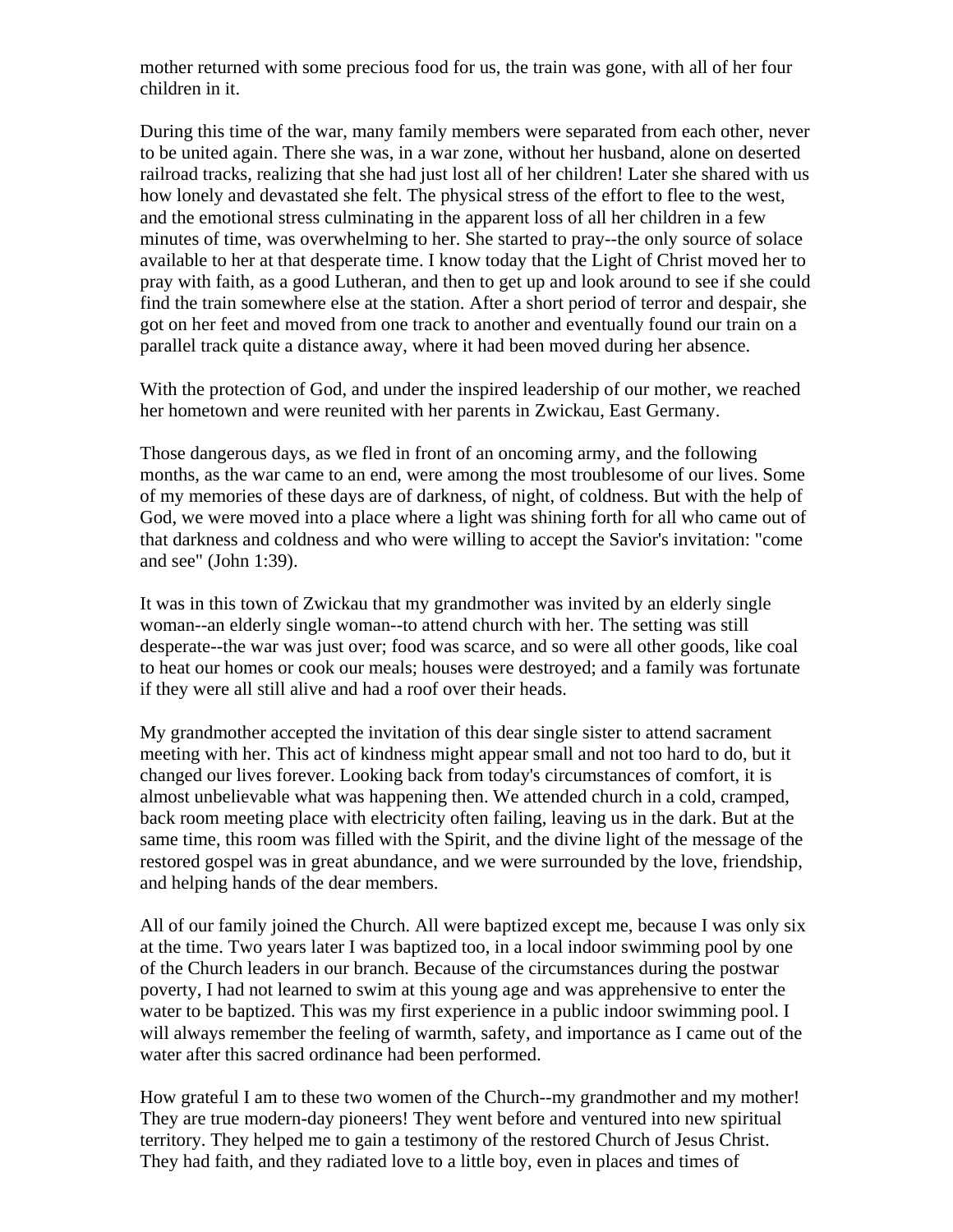mother returned with some precious food for us, the train was gone, with all of her four children in it.

During this time of the war, many family members were separated from each other, never to be united again. There she was, in a war zone, without her husband, alone on deserted railroad tracks, realizing that she had just lost all of her children! Later she shared with us how lonely and devastated she felt. The physical stress of the effort to flee to the west, and the emotional stress culminating in the apparent loss of all her children in a few minutes of time, was overwhelming to her. She started to pray--the only source of solace available to her at that desperate time. I know today that the Light of Christ moved her to pray with faith, as a good Lutheran, and then to get up and look around to see if she could find the train somewhere else at the station. After a short period of terror and despair, she got on her feet and moved from one track to another and eventually found our train on a parallel track quite a distance away, where it had been moved during her absence.

With the protection of God, and under the inspired leadership of our mother, we reached her hometown and were reunited with her parents in Zwickau, East Germany.

Those dangerous days, as we fled in front of an oncoming army, and the following months, as the war came to an end, were among the most troublesome of our lives. Some of my memories of these days are of darkness, of night, of coldness. But with the help of God, we were moved into a place where a light was shining forth for all who came out of that darkness and coldness and who were willing to accept the Savior's invitation: "come and see" (John 1:39).

It was in this town of Zwickau that my grandmother was invited by an elderly single woman--an elderly single woman--to attend church with her. The setting was still desperate--the war was just over; food was scarce, and so were all other goods, like coal to heat our homes or cook our meals; houses were destroyed; and a family was fortunate if they were all still alive and had a roof over their heads.

My grandmother accepted the invitation of this dear single sister to attend sacrament meeting with her. This act of kindness might appear small and not too hard to do, but it changed our lives forever. Looking back from today's circumstances of comfort, it is almost unbelievable what was happening then. We attended church in a cold, cramped, back room meeting place with electricity often failing, leaving us in the dark. But at the same time, this room was filled with the Spirit, and the divine light of the message of the restored gospel was in great abundance, and we were surrounded by the love, friendship, and helping hands of the dear members.

All of our family joined the Church. All were baptized except me, because I was only six at the time. Two years later I was baptized too, in a local indoor swimming pool by one of the Church leaders in our branch. Because of the circumstances during the postwar poverty, I had not learned to swim at this young age and was apprehensive to enter the water to be baptized. This was my first experience in a public indoor swimming pool. I will always remember the feeling of warmth, safety, and importance as I came out of the water after this sacred ordinance had been performed.

How grateful I am to these two women of the Church--my grandmother and my mother! They are true modern-day pioneers! They went before and ventured into new spiritual territory. They helped me to gain a testimony of the restored Church of Jesus Christ. They had faith, and they radiated love to a little boy, even in places and times of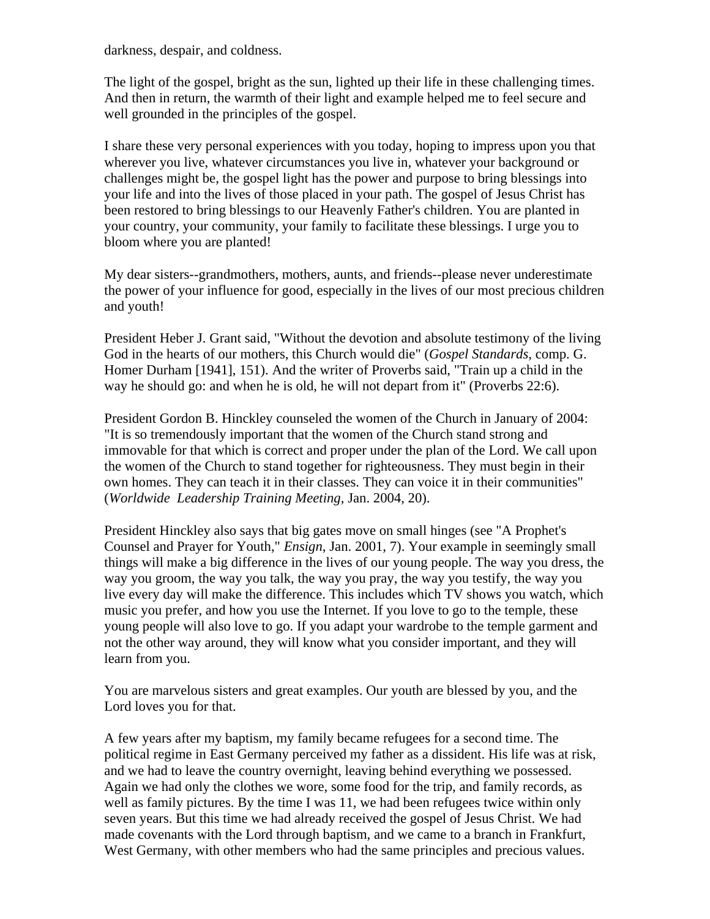darkness, despair, and coldness.

The light of the gospel, bright as the sun, lighted up their life in these challenging times. And then in return, the warmth of their light and example helped me to feel secure and well grounded in the principles of the gospel.

I share these very personal experiences with you today, hoping to impress upon you that wherever you live, whatever circumstances you live in, whatever your background or challenges might be, the gospel light has the power and purpose to bring blessings into your life and into the lives of those placed in your path. The gospel of Jesus Christ has been restored to bring blessings to our Heavenly Father's children. You are planted in your country, your community, your family to facilitate these blessings. I urge you to bloom where you are planted!

My dear sisters--grandmothers, mothers, aunts, and friends--please never underestimate the power of your influence for good, especially in the lives of our most precious children and youth!

President Heber J. Grant said, "Without the devotion and absolute testimony of the living God in the hearts of our mothers, this Church would die" (*Gospel Standards*, comp. G. Homer Durham [1941], 151). And the writer of Proverbs said, "Train up a child in the way he should go: and when he is old, he will not depart from it" (Proverbs 22:6).

President Gordon B. Hinckley counseled the women of the Church in January of 2004: "It is so tremendously important that the women of the Church stand strong and immovable for that which is correct and proper under the plan of the Lord. We call upon the women of the Church to stand together for righteousness. They must begin in their own homes. They can teach it in their classes. They can voice it in their communities" (*Worldwide Leadership Training Meeting*, Jan. 2004, 20).

President Hinckley also says that big gates move on small hinges (see "A Prophet's Counsel and Prayer for Youth," *Ensign*, Jan. 2001, 7). Your example in seemingly small things will make a big difference in the lives of our young people. The way you dress, the way you groom, the way you talk, the way you pray, the way you testify, the way you live every day will make the difference. This includes which TV shows you watch, which music you prefer, and how you use the Internet. If you love to go to the temple, these young people will also love to go. If you adapt your wardrobe to the temple garment and not the other way around, they will know what you consider important, and they will learn from you.

You are marvelous sisters and great examples. Our youth are blessed by you, and the Lord loves you for that.

A few years after my baptism, my family became refugees for a second time. The political regime in East Germany perceived my father as a dissident. His life was at risk, and we had to leave the country overnight, leaving behind everything we possessed. Again we had only the clothes we wore, some food for the trip, and family records, as well as family pictures. By the time I was 11, we had been refugees twice within only seven years. But this time we had already received the gospel of Jesus Christ. We had made covenants with the Lord through baptism, and we came to a branch in Frankfurt, West Germany, with other members who had the same principles and precious values.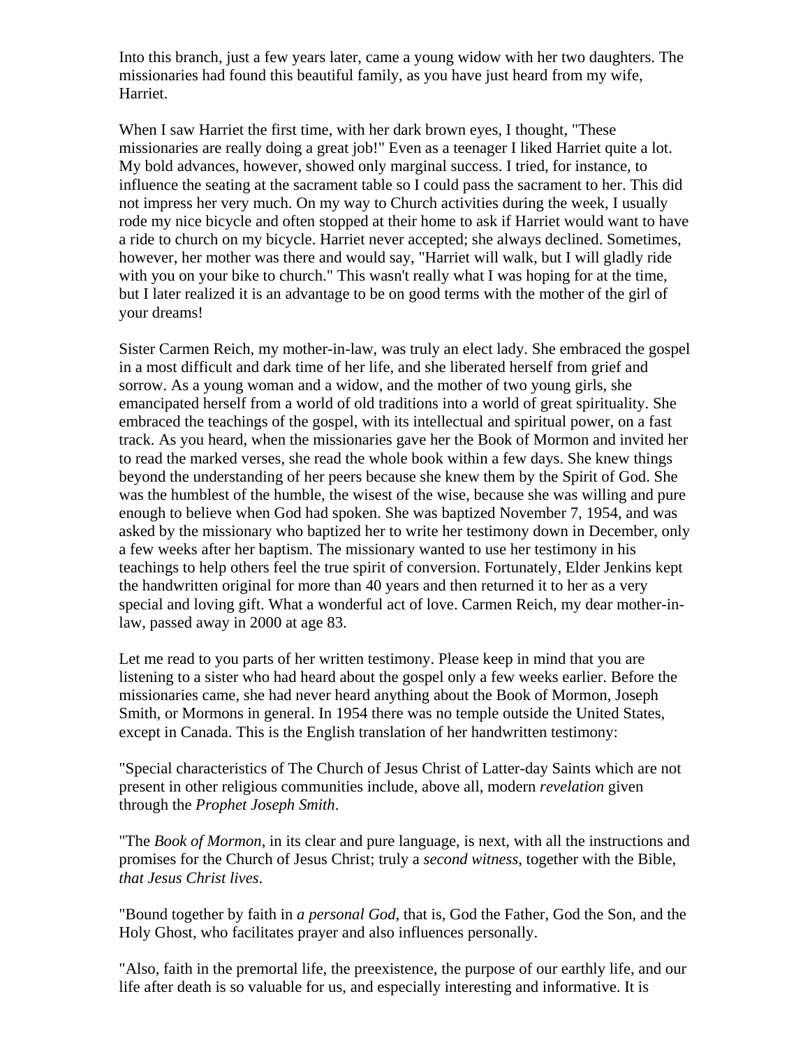Into this branch, just a few years later, came a young widow with her two daughters. The missionaries had found this beautiful family, as you have just heard from my wife, Harriet.

When I saw Harriet the first time, with her dark brown eyes, I thought, "These missionaries are really doing a great job!" Even as a teenager I liked Harriet quite a lot. My bold advances, however, showed only marginal success. I tried, for instance, to influence the seating at the sacrament table so I could pass the sacrament to her. This did not impress her very much. On my way to Church activities during the week, I usually rode my nice bicycle and often stopped at their home to ask if Harriet would want to have a ride to church on my bicycle. Harriet never accepted; she always declined. Sometimes, however, her mother was there and would say, "Harriet will walk, but I will gladly ride with you on your bike to church." This wasn't really what I was hoping for at the time, but I later realized it is an advantage to be on good terms with the mother of the girl of your dreams!

Sister Carmen Reich, my mother-in-law, was truly an elect lady. She embraced the gospel in a most difficult and dark time of her life, and she liberated herself from grief and sorrow. As a young woman and a widow, and the mother of two young girls, she emancipated herself from a world of old traditions into a world of great spirituality. She embraced the teachings of the gospel, with its intellectual and spiritual power, on a fast track. As you heard, when the missionaries gave her the Book of Mormon and invited her to read the marked verses, she read the whole book within a few days. She knew things beyond the understanding of her peers because she knew them by the Spirit of God. She was the humblest of the humble, the wisest of the wise, because she was willing and pure enough to believe when God had spoken. She was baptized November 7, 1954, and was asked by the missionary who baptized her to write her testimony down in December, only a few weeks after her baptism. The missionary wanted to use her testimony in his teachings to help others feel the true spirit of conversion. Fortunately, Elder Jenkins kept the handwritten original for more than 40 years and then returned it to her as a very special and loving gift. What a wonderful act of love. Carmen Reich, my dear mother-in-law, passed away in 2000 at age 83.

Let me read to you parts of her written testimony. Please keep in mind that you are listening to a sister who had heard about the gospel only a few weeks earlier. Before the missionaries came, she had never heard anything about the Book of Mormon, Joseph Smith, or Mormons in general. In 1954 there was no temple outside the United States, except in Canada. This is the English translation of her handwritten testimony:

"Special characteristics of The Church of Jesus Christ of Latter-day Saints which are not present in other religious communities include, above all, modern *revelation* given through the *Prophet Joseph Smith*.

"The *Book of Mormon*, in its clear and pure language, is next, with all the instructions and promises for the Church of Jesus Christ; truly a *second witness*, together with the Bible, *that Jesus Christ lives*.

"Bound together by faith in *a personal God*, that is, God the Father, God the Son, and the Holy Ghost, who facilitates prayer and also influences personally.

"Also, faith in the premortal life, the preexistence, the purpose of our earthly life, and our life after death is so valuable for us, and especially interesting and informative. It is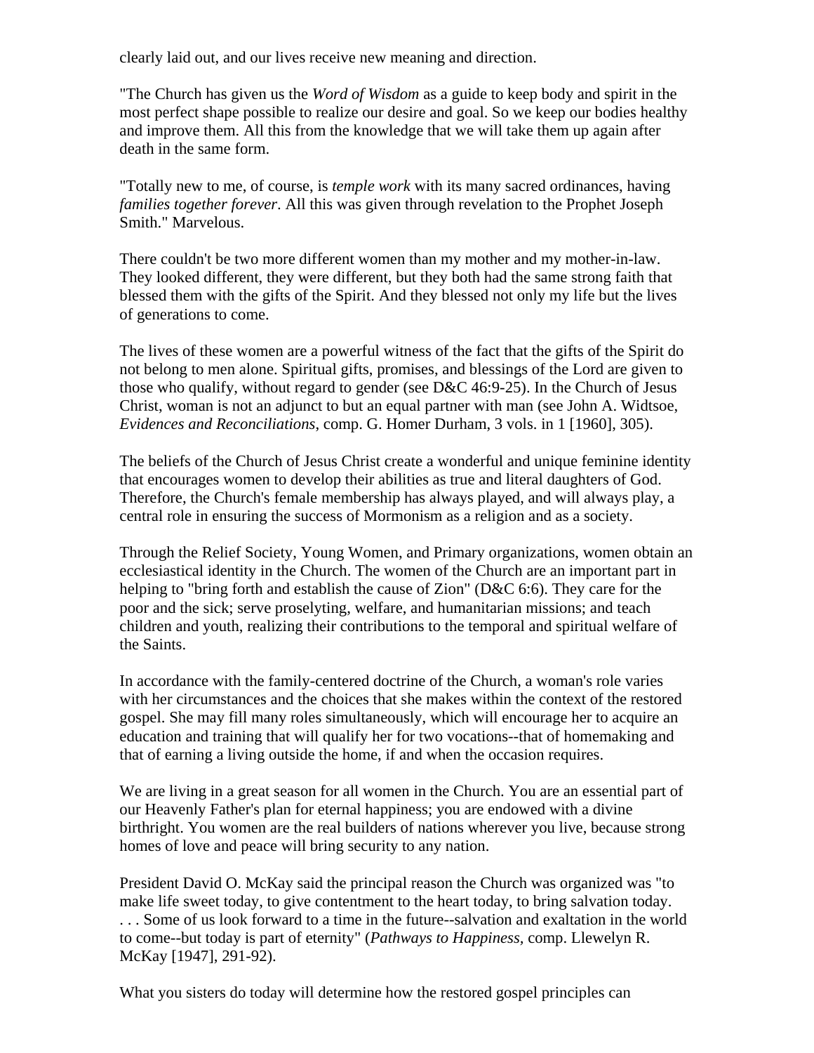clearly laid out, and our lives receive new meaning and direction.

"The Church has given us the *Word of Wisdom* as a guide to keep body and spirit in the most perfect shape possible to realize our desire and goal. So we keep our bodies healthy and improve them. All this from the knowledge that we will take them up again after death in the same form.

"Totally new to me, of course, is *temple work* with its many sacred ordinances, having *families together forever*. All this was given through revelation to the Prophet Joseph Smith." Marvelous.

There couldn't be two more different women than my mother and my mother-in-law. They looked different, they were different, but they both had the same strong faith that blessed them with the gifts of the Spirit. And they blessed not only my life but the lives of generations to come.

The lives of these women are a powerful witness of the fact that the gifts of the Spirit do not belong to men alone. Spiritual gifts, promises, and blessings of the Lord are given to those who qualify, without regard to gender (see D&C 46:9-25). In the Church of Jesus Christ, woman is not an adjunct to but an equal partner with man (see John A. Widtsoe, *Evidences and Reconciliations*, comp. G. Homer Durham, 3 vols. in 1 [1960], 305).

The beliefs of the Church of Jesus Christ create a wonderful and unique feminine identity that encourages women to develop their abilities as true and literal daughters of God. Therefore, the Church's female membership has always played, and will always play, a central role in ensuring the success of Mormonism as a religion and as a society.

Through the Relief Society, Young Women, and Primary organizations, women obtain an ecclesiastical identity in the Church. The women of the Church are an important part in helping to "bring forth and establish the cause of Zion" (D&C 6:6). They care for the poor and the sick; serve proselyting, welfare, and humanitarian missions; and teach children and youth, realizing their contributions to the temporal and spiritual welfare of the Saints.

In accordance with the family-centered doctrine of the Church, a woman's role varies with her circumstances and the choices that she makes within the context of the restored gospel. She may fill many roles simultaneously, which will encourage her to acquire an education and training that will qualify her for two vocations--that of homemaking and that of earning a living outside the home, if and when the occasion requires.

We are living in a great season for all women in the Church. You are an essential part of our Heavenly Father's plan for eternal happiness; you are endowed with a divine birthright. You women are the real builders of nations wherever you live, because strong homes of love and peace will bring security to any nation.

President David O. McKay said the principal reason the Church was organized was "to make life sweet today, to give contentment to the heart today, to bring salvation today. . . . Some of us look forward to a time in the future--salvation and exaltation in the world to come--but today is part of eternity" (*Pathways to Happiness*, comp. Llewelyn R. McKay [1947], 291-92).

What you sisters do today will determine how the restored gospel principles can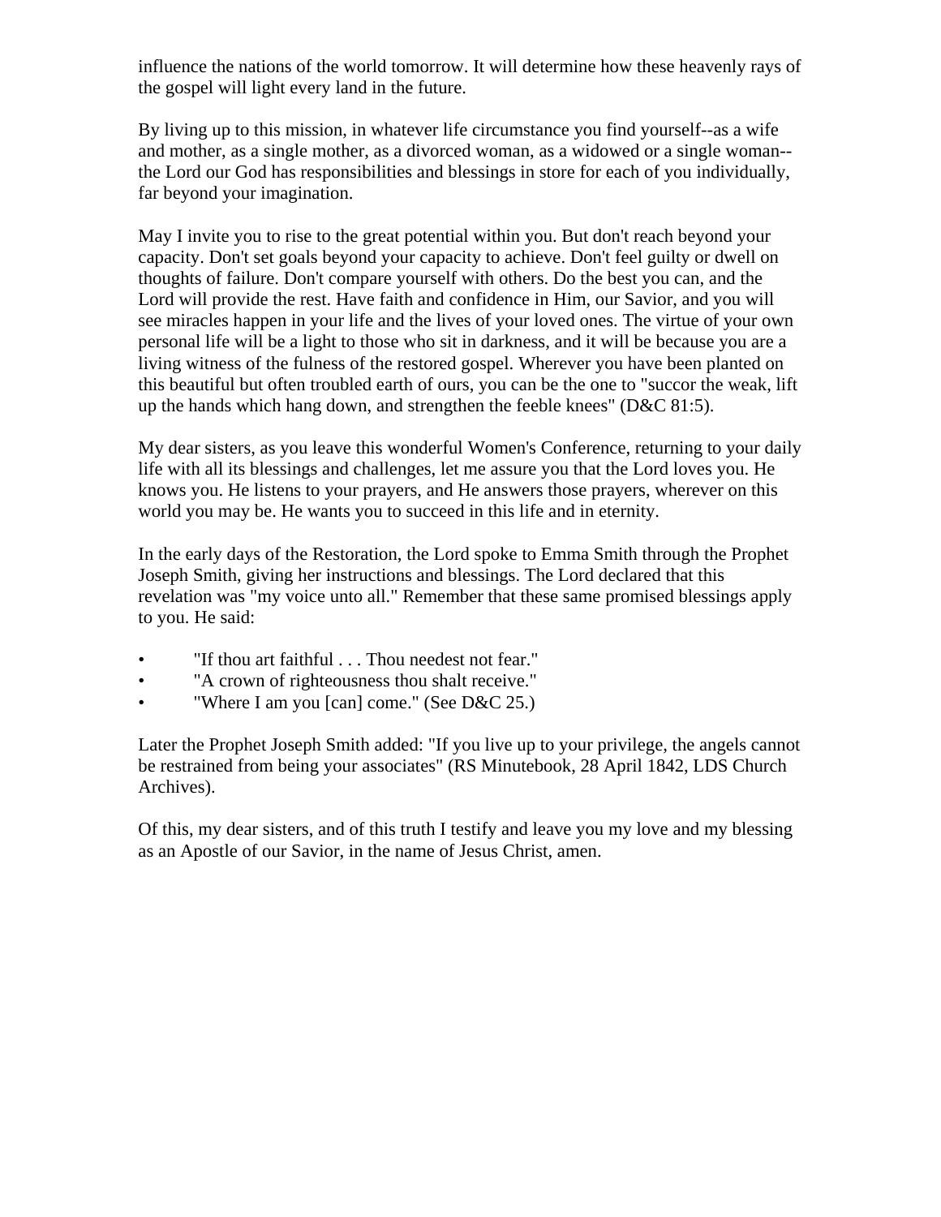influence the nations of the world tomorrow. It will determine how these heavenly rays of the gospel will light every land in the future.

By living up to this mission, in whatever life circumstance you find yourself--as a wife and mother, as a single mother, as a divorced woman, as a widowed or a single woman--the Lord our God has responsibilities and blessings in store for each of you individually, far beyond your imagination.

May I invite you to rise to the great potential within you. But don't reach beyond your capacity. Don't set goals beyond your capacity to achieve. Don't feel guilty or dwell on thoughts of failure. Don't compare yourself with others. Do the best you can, and the Lord will provide the rest. Have faith and confidence in Him, our Savior, and you will see miracles happen in your life and the lives of your loved ones. The virtue of your own personal life will be a light to those who sit in darkness, and it will be because you are a living witness of the fulness of the restored gospel. Wherever you have been planted on this beautiful but often troubled earth of ours, you can be the one to "succor the weak, lift up the hands which hang down, and strengthen the feeble knees" (D&C 81:5).

My dear sisters, as you leave this wonderful Women's Conference, returning to your daily life with all its blessings and challenges, let me assure you that the Lord loves you. He knows you. He listens to your prayers, and He answers those prayers, wherever on this world you may be. He wants you to succeed in this life and in eternity.

In the early days of the Restoration, the Lord spoke to Emma Smith through the Prophet Joseph Smith, giving her instructions and blessings. The Lord declared that this revelation was "my voice unto all." Remember that these same promised blessings apply to you. He said:

- "If thou art faithful . . . Thou needest not fear."
- "A crown of righteousness thou shalt receive."
- "Where I am you [can] come." (See D&C 25.)

Later the Prophet Joseph Smith added: "If you live up to your privilege, the angels cannot be restrained from being your associates" (RS Minutebook, 28 April 1842, LDS Church Archives).

Of this, my dear sisters, and of this truth I testify and leave you my love and my blessing as an Apostle of our Savior, in the name of Jesus Christ, amen.